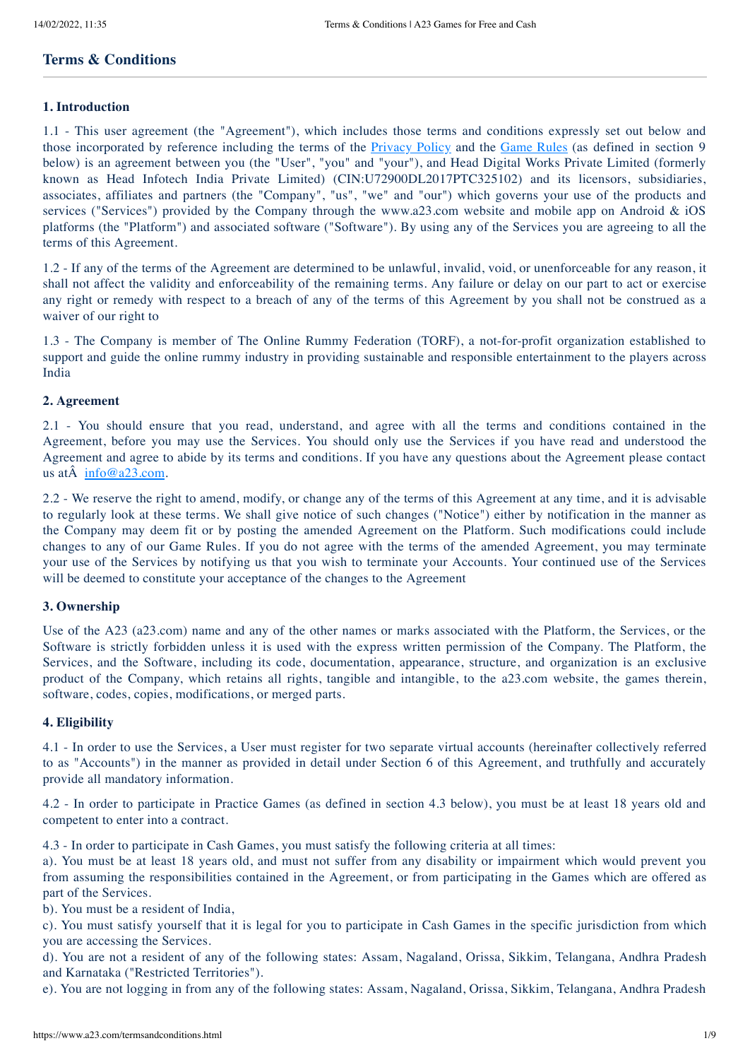## Terms & Conditions

### 1. Introduction

1.1 - This user agreement (the "Agreement"), which includes those terms and conditions expressly set out below and those incorporated by reference including the terms of the Privacy Policy and the Game Rules (as defined in section 9 below) is an agreement between you (the "User", "you" and "your"), and Head Digital Works Private Limited (formerly known as Head Infotech India Private Limited) (CIN:U72900DL2017PTC325102) and its licensors, subsidiaries, associates, affiliates and partners (the "Company", "us", "we" and "our") which governs your use of the products and services ("Services") provided by the Company through the www.a23.com website and mobile app on Android & iOS platforms (the "Platform") and associated software ("Software"). By using any of the Services you are agreeing to all the terms of this Agreement.

1.2 - If any of the terms of the Agreement are determined to be unlawful, invalid, void, or unenforceable for any reason, it shall not affect the validity and enforceability of the remaining terms. Any failure or delay on our part to act or exercise any right or remedy with respect to a breach of any of the terms of this Agreement by you shall not be construed as a waiver of our right to

1.3 - The Company is member of The Online Rummy Federation (TORF), a not-for-profit organization established to support and guide the online rummy industry in providing sustainable and responsible entertainment to the players across India

### 2. Agreement

2.1 - You should ensure that you read, understand, and agree with all the terms and conditions contained in the Agreement, before you may use the Services. You should only use the Services if you have read and understood the Agreement and agree to abide by its terms and conditions. If you have any questions about the Agreement please contact us atÂ  info@a23.com.

2.2 - We reserve the right to amend, modify, or change any of the terms of this Agreement at any time, and it is advisable to regularly look at these terms. We shall give notice of such changes ("Notice") either by notification in the manner as the Company may deem fit or by posting the amended Agreement on the Platform. Such modifications could include changes to any of our Game Rules. If you do not agree with the terms of the amended Agreement, you may terminate your use of the Services by notifying us that you wish to terminate your Accounts. Your continued use of the Services will be deemed to constitute your acceptance of the changes to the Agreement

### 3. Ownership

Use of the A23 (a23.com) name and any of the other names or marks associated with the Platform, the Services, or the Software is strictly forbidden unless it is used with the express written permission of the Company. The Platform, the Services, and the Software, including its code, documentation, appearance, structure, and organization is an exclusive product of the Company, which retains all rights, tangible and intangible, to the a23.com website, the games therein, software, codes, copies, modifications, or merged parts.

### 4. Eligibility

4.1 - In order to use the Services, a User must register for two separate virtual accounts (hereinafter collectively referred to as "Accounts") in the manner as provided in detail under Section 6 of this Agreement, and truthfully and accurately provide all mandatory information.

4.2 - In order to participate in Practice Games (as defined in section 4.3 below), you must be at least 18 years old and competent to enter into a contract.

4.3 - In order to participate in Cash Games, you must satisfy the following criteria at all times:

a). You must be at least 18 years old, and must not suffer from any disability or impairment which would prevent you from assuming the responsibilities contained in the Agreement, or from participating in the Games which are offered as part of the Services.

b). You must be a resident of India,

c). You must satisfy yourself that it is legal for you to participate in Cash Games in the specific jurisdiction from which you are accessing the Services.

d). You are not a resident of any of the following states: Assam, Nagaland, Orissa, Sikkim, Telangana, Andhra Pradesh and Karnataka ("Restricted Territories").

e). You are not logging in from any of the following states: Assam, Nagaland, Orissa, Sikkim, Telangana, Andhra Pradesh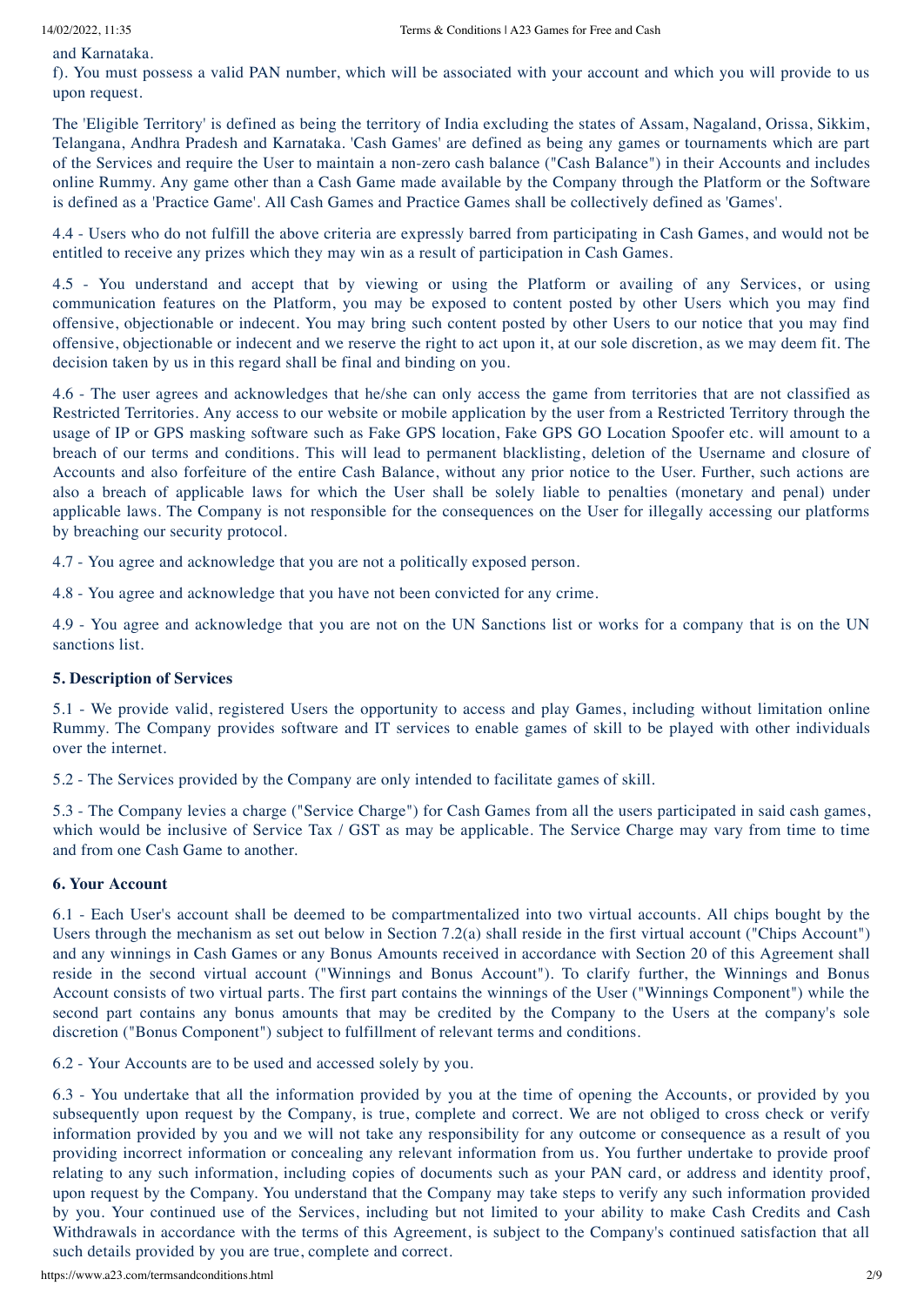and Karnataka.

f). You must possess a valid PAN number, which will be associated with your account and which you will provide to us upon request.

The 'Eligible Territory' is defined as being the territory of India excluding the states of Assam, Nagaland, Orissa, Sikkim, Telangana, Andhra Pradesh and Karnataka. 'Cash Games' are defined as being any games or tournaments which are part of the Services and require the User to maintain a non-zero cash balance ("Cash Balance") in their Accounts and includes online Rummy. Any game other than a Cash Game made available by the Company through the Platform or the Software is defined as a 'Practice Game'. All Cash Games and Practice Games shall be collectively defined as 'Games'.

4.4 - Users who do not fulfill the above criteria are expressly barred from participating in Cash Games, and would not be entitled to receive any prizes which they may win as a result of participation in Cash Games.

4.5 - You understand and accept that by viewing or using the Platform or availing of any Services, or using communication features on the Platform, you may be exposed to content posted by other Users which you may find offensive, objectionable or indecent. You may bring such content posted by other Users to our notice that you may find offensive, objectionable or indecent and we reserve the right to act upon it, at our sole discretion, as we may deem fit. The decision taken by us in this regard shall be final and binding on you.

4.6 - The user agrees and acknowledges that he/she can only access the game from territories that are not classified as Restricted Territories. Any access to our website or mobile application by the user from a Restricted Territory through the usage of IP or GPS masking software such as Fake GPS location, Fake GPS GO Location Spoofer etc. will amount to a breach of our terms and conditions. This will lead to permanent blacklisting, deletion of the Username and closure of Accounts and also forfeiture of the entire Cash Balance, without any prior notice to the User. Further, such actions are also a breach of applicable laws for which the User shall be solely liable to penalties (monetary and penal) under applicable laws. The Company is not responsible for the consequences on the User for illegally accessing our platforms by breaching our security protocol.

4.7 - You agree and acknowledge that you are not a politically exposed person.

4.8 - You agree and acknowledge that you have not been convicted for any crime.

4.9 - You agree and acknowledge that you are not on the UN Sanctions list or works for a company that is on the UN sanctions list.

### 5. Description of Services

5.1 - We provide valid, registered Users the opportunity to access and play Games, including without limitation online Rummy. The Company provides software and IT services to enable games of skill to be played with other individuals over the internet.

5.2 - The Services provided by the Company are only intended to facilitate games of skill.

5.3 - The Company levies a charge ("Service Charge") for Cash Games from all the users participated in said cash games, which would be inclusive of Service Tax / GST as may be applicable. The Service Charge may vary from time to time and from one Cash Game to another.

### 6. Your Account

6.1 - Each User's account shall be deemed to be compartmentalized into two virtual accounts. All chips bought by the Users through the mechanism as set out below in Section 7.2(a) shall reside in the first virtual account ("Chips Account") and any winnings in Cash Games or any Bonus Amounts received in accordance with Section 20 of this Agreement shall reside in the second virtual account ("Winnings and Bonus Account"). To clarify further, the Winnings and Bonus Account consists of two virtual parts. The first part contains the winnings of the User ("Winnings Component") while the second part contains any bonus amounts that may be credited by the Company to the Users at the company's sole discretion ("Bonus Component") subject to fulfillment of relevant terms and conditions.

6.2 - Your Accounts are to be used and accessed solely by you.

6.3 - You undertake that all the information provided by you at the time of opening the Accounts, or provided by you subsequently upon request by the Company, is true, complete and correct. We are not obliged to cross check or verify information provided by you and we will not take any responsibility for any outcome or consequence as a result of you providing incorrect information or concealing any relevant information from us. You further undertake to provide proof relating to any such information, including copies of documents such as your PAN card, or address and identity proof, upon request by the Company. You understand that the Company may take steps to verify any such information provided by you. Your continued use of the Services, including but not limited to your ability to make Cash Credits and Cash Withdrawals in accordance with the terms of this Agreement, is subject to the Company's continued satisfaction that all such details provided by you are true, complete and correct.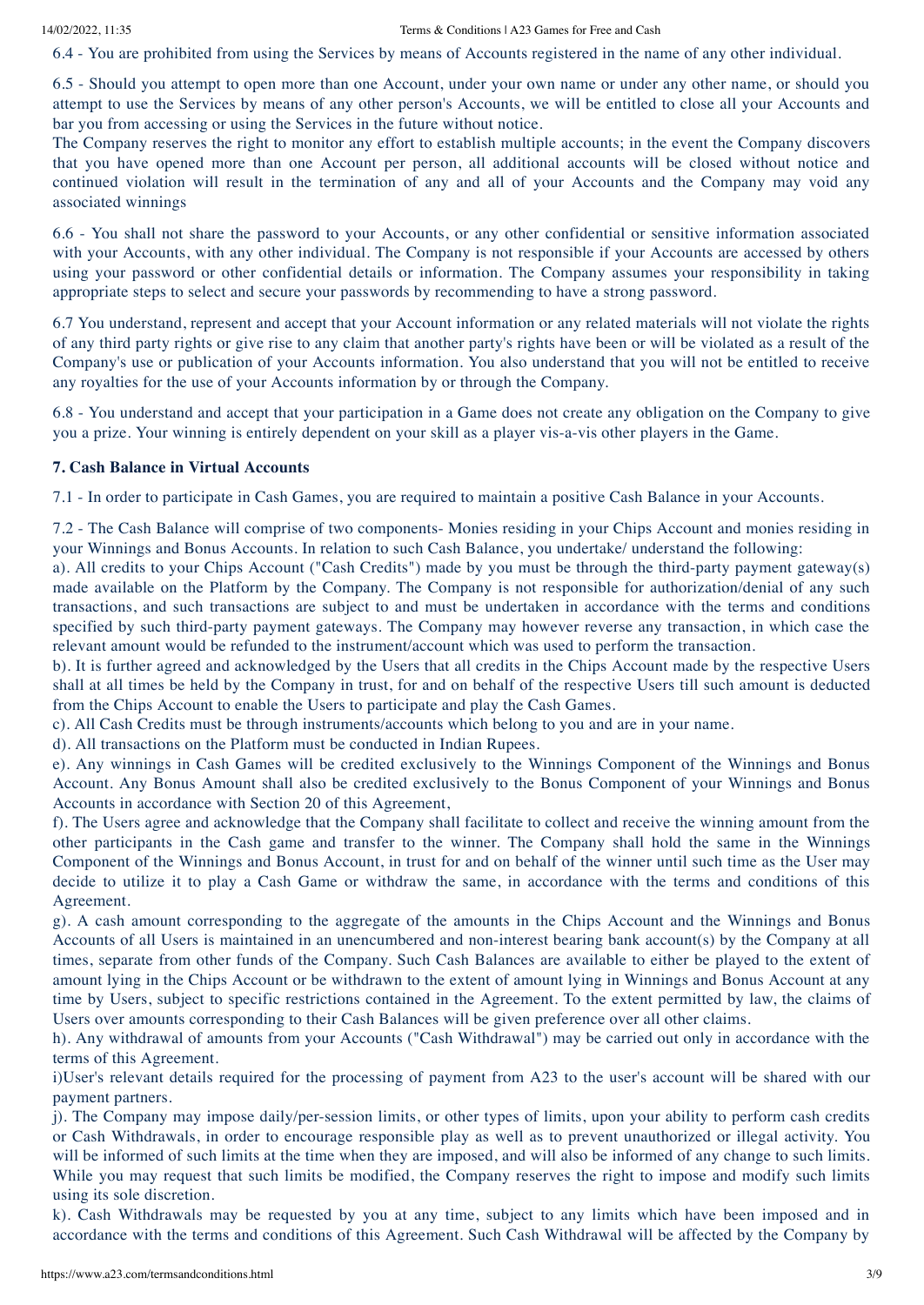6.4 - You are prohibited from using the Services by means of Accounts registered in the name of any other individual.

6.5 - Should you attempt to open more than one Account, under your own name or under any other name, or should you attempt to use the Services by means of any other person's Accounts, we will be entitled to close all your Accounts and bar you from accessing or using the Services in the future without notice.

The Company reserves the right to monitor any effort to establish multiple accounts; in the event the Company discovers that you have opened more than one Account per person, all additional accounts will be closed without notice and continued violation will result in the termination of any and all of your Accounts and the Company may void any associated winnings

6.6 - You shall not share the password to your Accounts, or any other confidential or sensitive information associated with your Accounts, with any other individual. The Company is not responsible if your Accounts are accessed by others using your password or other confidential details or information. The Company assumes your responsibility in taking appropriate steps to select and secure your passwords by recommending to have a strong password.

6.7 You understand, represent and accept that your Account information or any related materials will not violate the rights of any third party rights or give rise to any claim that another party's rights have been or will be violated as a result of the Company's use or publication of your Accounts information. You also understand that you will not be entitled to receive any royalties for the use of your Accounts information by or through the Company.

6.8 - You understand and accept that your participation in a Game does not create any obligation on the Company to give you a prize. Your winning is entirely dependent on your skill as a player vis-a-vis other players in the Game.

**7. Cash Balance in Virtual Accounts**

7.1 - In order to participate in Cash Games, you are required to maintain a positive Cash Balance in your Accounts.

7.2 - The Cash Balance will comprise of two components- Monies residing in your Chips Account and monies residing in your Winnings and Bonus Accounts. In relation to such Cash Balance, you undertake/ understand the following:

a). All credits to your Chips Account ("Cash Credits") made by you must be through the third-party payment gateway(s) made available on the Platform by the Company. The Company is not responsible for authorization/denial of any such transactions, and such transactions are subject to and must be undertaken in accordance with the terms and conditions specified by such third-party payment gateways. The Company may however reverse any transaction, in which case the relevant amount would be refunded to the instrument/account which was used to perform the transaction.

b). It is further agreed and acknowledged by the Users that all credits in the Chips Account made by the respective Users shall at all times be held by the Company in trust, for and on behalf of the respective Users till such amount is deducted from the Chips Account to enable the Users to participate and play the Cash Games.

c). All Cash Credits must be through instruments/accounts which belong to you and are in your name.

d). All transactions on the Platform must be conducted in Indian Rupees.

e). Any winnings in Cash Games will be credited exclusively to the Winnings Component of the Winnings and Bonus Account. Any Bonus Amount shall also be credited exclusively to the Bonus Component of your Winnings and Bonus Accounts in accordance with Section 20 of this Agreement,

f). The Users agree and acknowledge that the Company shall facilitate to collect and receive the winning amount from the other participants in the Cash game and transfer to the winner. The Company shall hold the same in the Winnings Component of the Winnings and Bonus Account, in trust for and on behalf of the winner until such time as the User may decide to utilize it to play a Cash Game or withdraw the same, in accordance with the terms and conditions of this Agreement.

g). A cash amount corresponding to the aggregate of the amounts in the Chips Account and the Winnings and Bonus Accounts of all Users is maintained in an unencumbered and non-interest bearing bank account(s) by the Company at all times, separate from other funds of the Company. Such Cash Balances are available to either be played to the extent of amount lying in the Chips Account or be withdrawn to the extent of amount lying in Winnings and Bonus Account at any time by Users, subject to specific restrictions contained in the Agreement. To the extent permitted by law, the claims of Users over amounts corresponding to their Cash Balances will be given preference over all other claims.

h). Any withdrawal of amounts from your Accounts ("Cash Withdrawal") may be carried out only in accordance with the terms of this Agreement.

i)User's relevant details required for the processing of payment from A23 to the user's account will be shared with our payment partners.

j). The Company may impose daily/per-session limits, or other types of limits, upon your ability to perform cash credits or Cash Withdrawals, in order to encourage responsible play as well as to prevent unauthorized or illegal activity. You will be informed of such limits at the time when they are imposed, and will also be informed of any change to such limits. While you may request that such limits be modified, the Company reserves the right to impose and modify such limits using its sole discretion.

k). Cash Withdrawals may be requested by you at any time, subject to any limits which have been imposed and in accordance with the terms and conditions of this Agreement. Such Cash Withdrawal will be affected by the Company by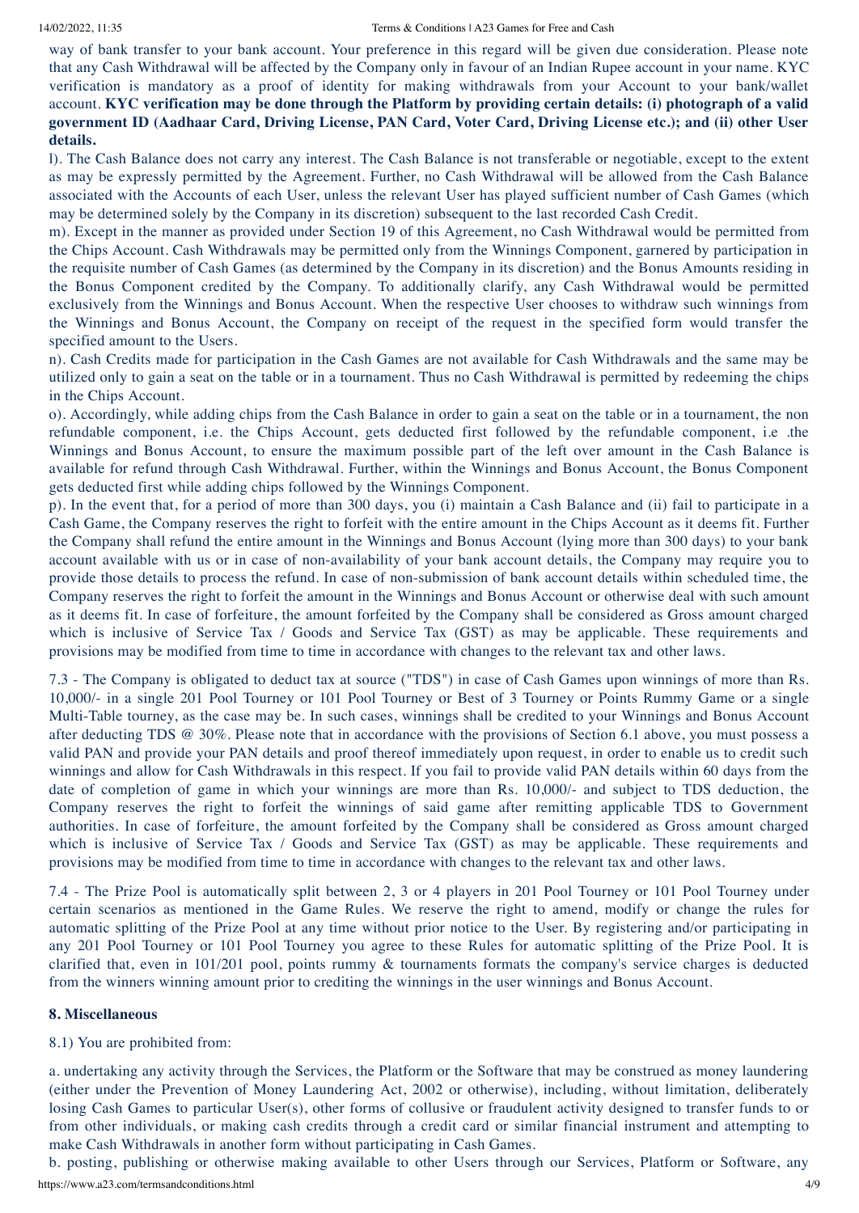way of bank transfer to your bank account. Your preference in this regard will be given due consideration. Please note that any Cash Withdrawal will be affected by the Company only in favour of an Indian Rupee account in your name. KYC verification is mandatory as a proof of identity for making withdrawals from your Account to your bank/wallet account. **KYC verification may be done through the Platform by providing certain details: (i) photograph of a valid government ID (Aadhaar Card, Driving License, PAN Card, Voter Card, Driving License etc.); and (ii) other User details.**

l). The Cash Balance does not carry any interest. The Cash Balance is not transferable or negotiable, except to the extent as may be expressly permitted by the Agreement. Further, no Cash Withdrawal will be allowed from the Cash Balance associated with the Accounts of each User, unless the relevant User has played sufficient number of Cash Games (which may be determined solely by the Company in its discretion) subsequent to the last recorded Cash Credit.

m). Except in the manner as provided under Section 19 of this Agreement, no Cash Withdrawal would be permitted from the Chips Account. Cash Withdrawals may be permitted only from the Winnings Component, garnered by participation in the requisite number of Cash Games (as determined by the Company in its discretion) and the Bonus Amounts residing in the Bonus Component credited by the Company. To additionally clarify, any Cash Withdrawal would be permitted exclusively from the Winnings and Bonus Account. When the respective User chooses to withdraw such winnings from the Winnings and Bonus Account, the Company on receipt of the request in the specified form would transfer the specified amount to the Users.

n). Cash Credits made for participation in the Cash Games are not available for Cash Withdrawals and the same may be utilized only to gain a seat on the table or in a tournament. Thus no Cash Withdrawal is permitted by redeeming the chips in the Chips Account.

o). Accordingly, while adding chips from the Cash Balance in order to gain a seat on the table or in a tournament, the non refundable component, i.e. the Chips Account, gets deducted first followed by the refundable component, i.e .the Winnings and Bonus Account, to ensure the maximum possible part of the left over amount in the Cash Balance is available for refund through Cash Withdrawal. Further, within the Winnings and Bonus Account, the Bonus Component gets deducted first while adding chips followed by the Winnings Component.

p). In the event that, for a period of more than 300 days, you (i) maintain a Cash Balance and (ii) fail to participate in a Cash Game, the Company reserves the right to forfeit with the entire amount in the Chips Account as it deems fit. Further the Company shall refund the entire amount in the Winnings and Bonus Account (lying more than 300 days) to your bank account available with us or in case of non-availability of your bank account details, the Company may require you to provide those details to process the refund. In case of non-submission of bank account details within scheduled time, the Company reserves the right to forfeit the amount in the Winnings and Bonus Account or otherwise deal with such amount as it deems fit. In case of forfeiture, the amount forfeited by the Company shall be considered as Gross amount charged which is inclusive of Service Tax / Goods and Service Tax (GST) as may be applicable. These requirements and provisions may be modified from time to time in accordance with changes to the relevant tax and other laws.

7.3 - The Company is obligated to deduct tax at source ("TDS") in case of Cash Games upon winnings of more than Rs. 10,000/- in a single 201 Pool Tourney or 101 Pool Tourney or Best of 3 Tourney or Points Rummy Game or a single Multi-Table tourney, as the case may be. In such cases, winnings shall be credited to your Winnings and Bonus Account after deducting TDS @ 30%. Please note that in accordance with the provisions of Section 6.1 above, you must possess a valid PAN and provide your PAN details and proof thereof immediately upon request, in order to enable us to credit such winnings and allow for Cash Withdrawals in this respect. If you fail to provide valid PAN details within 60 days from the date of completion of game in which your winnings are more than Rs. 10,000/- and subject to TDS deduction, the Company reserves the right to forfeit the winnings of said game after remitting applicable TDS to Government authorities. In case of forfeiture, the amount forfeited by the Company shall be considered as Gross amount charged which is inclusive of Service Tax / Goods and Service Tax (GST) as may be applicable. These requirements and provisions may be modified from time to time in accordance with changes to the relevant tax and other laws.

7.4 - The Prize Pool is automatically split between 2, 3 or 4 players in 201 Pool Tourney or 101 Pool Tourney under certain scenarios as mentioned in the Game Rules. We reserve the right to amend, modify or change the rules for automatic splitting of the Prize Pool at any time without prior notice to the User. By registering and/or participating in any 201 Pool Tourney or 101 Pool Tourney you agree to these Rules for automatic splitting of the Prize Pool. It is clarified that, even in 101/201 pool, points rummy & tournaments formats the company's service charges is deducted from the winners winning amount prior to crediting the winnings in the user winnings and Bonus Account.

## 8. Miscellaneous

8.1) You are prohibited from:

a. undertaking any activity through the Services, the Platform or the Software that may be construed as money laundering (either under the Prevention of Money Laundering Act, 2002 or otherwise), including, without limitation, deliberately losing Cash Games to particular User(s), other forms of collusive or fraudulent activity designed to transfer funds to or from other individuals, or making cash credits through a credit card or similar financial instrument and attempting to make Cash Withdrawals in another form without participating in Cash Games.

b. posting, publishing or otherwise making available to other Users through our Services, Platform or Software, any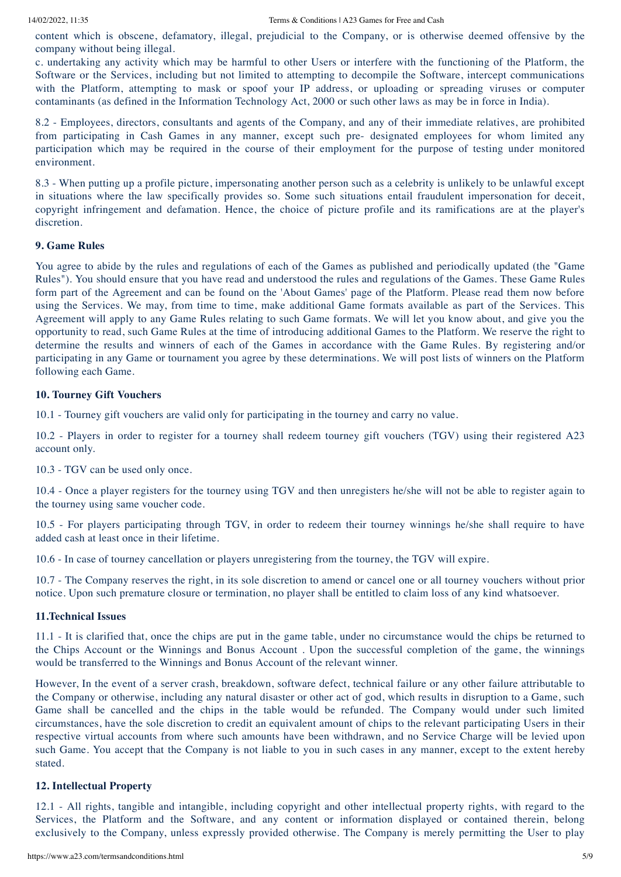content which is obscene, defamatory, illegal, prejudicial to the Company, or is otherwise deemed offensive by the company without being illegal.

c. undertaking any activity which may be harmful to other Users or interfere with the functioning of the Platform, the Software or the Services, including but not limited to attempting to decompile the Software, intercept communications with the Platform, attempting to mask or spoof your IP address, or uploading or spreading viruses or computer contaminants (as defined in the Information Technology Act, 2000 or such other laws as may be in force in India).

8.2 - Employees, directors, consultants and agents of the Company, and any of their immediate relatives, are prohibited from participating in Cash Games in any manner, except such pre- designated employees for whom limited any participation which may be required in the course of their employment for the purpose of testing under monitored environment.

8.3 - When putting up a profile picture, impersonating another person such as a celebrity is unlikely to be unlawful except in situations where the law specifically provides so. Some such situations entail fraudulent impersonation for deceit, copyright infringement and defamation. Hence, the choice of picture profile and its ramifications are at the player's discretion.

### 9. Game Rules

You agree to abide by the rules and regulations of each of the Games as published and periodically updated (the "Game Rules"). You should ensure that you have read and understood the rules and regulations of the Games. These Game Rules form part of the Agreement and can be found on the 'About Games' page of the Platform. Please read them now before using the Services. We may, from time to time, make additional Game formats available as part of the Services. This Agreement will apply to any Game Rules relating to such Game formats. We will let you know about, and give you the opportunity to read, such Game Rules at the time of introducing additional Games to the Platform. We reserve the right to determine the results and winners of each of the Games in accordance with the Game Rules. By registering and/or participating in any Game or tournament you agree by these determinations. We will post lists of winners on the Platform following each Game.

### 10. Tourney Gift Vouchers

10.1 - Tourney gift vouchers are valid only for participating in the tourney and carry no value.

10.2 - Players in order to register for a tourney shall redeem tourney gift vouchers (TGV) using their registered A23 account only.

10.3 - TGV can be used only once.

10.4 - Once a player registers for the tourney using TGV and then unregisters he/she will not be able to register again to the tourney using same voucher code.

10.5 - For players participating through TGV, in order to redeem their tourney winnings he/she shall require to have added cash at least once in their lifetime.

10.6 - In case of tourney cancellation or players unregistering from the tourney, the TGV will expire.

10.7 - The Company reserves the right, in its sole discretion to amend or cancel one or all tourney vouchers without prior notice. Upon such premature closure or termination, no player shall be entitled to claim loss of any kind whatsoever.

### 11.Technical Issues

11.1 - It is clarified that, once the chips are put in the game table, under no circumstance would the chips be returned to the Chips Account or the Winnings and Bonus Account . Upon the successful completion of the game, the winnings would be transferred to the Winnings and Bonus Account of the relevant winner.

However, In the event of a server crash, breakdown, software defect, technical failure or any other failure attributable to the Company or otherwise, including any natural disaster or other act of god, which results in disruption to a Game, such Game shall be cancelled and the chips in the table would be refunded. The Company would under such limited circumstances, have the sole discretion to credit an equivalent amount of chips to the relevant participating Users in their respective virtual accounts from where such amounts have been withdrawn, and no Service Charge will be levied upon such Game. You accept that the Company is not liable to you in such cases in any manner, except to the extent hereby stated.

### 12. Intellectual Property

12.1 - All rights, tangible and intangible, including copyright and other intellectual property rights, with regard to the Services, the Platform and the Software, and any content or information displayed or contained therein, belong exclusively to the Company, unless expressly provided otherwise. The Company is merely permitting the User to play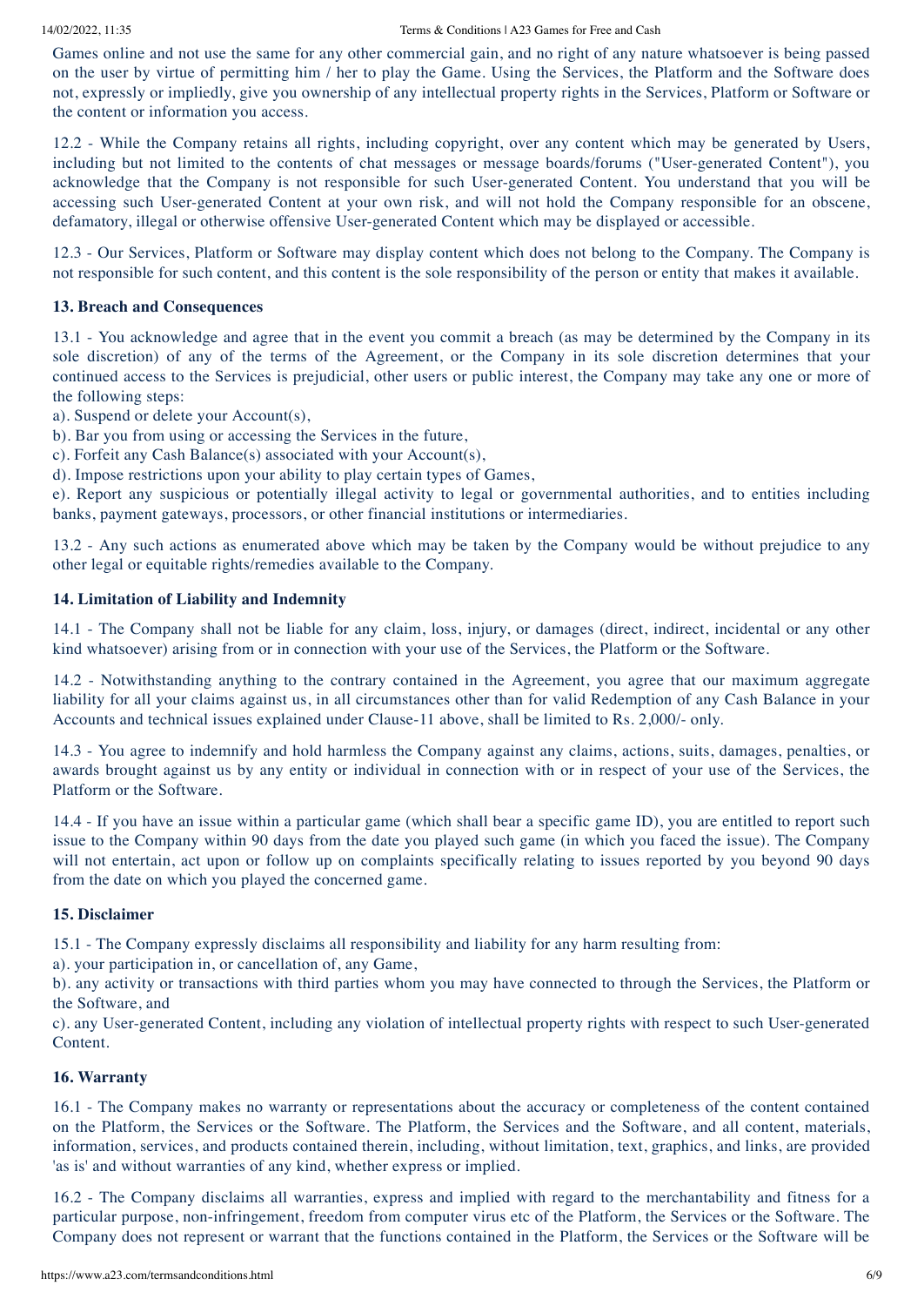Games online and not use the same for any other commercial gain, and no right of any nature whatsoever is being passed on the user by virtue of permitting him / her to play the Game. Using the Services, the Platform and the Software does not, expressly or impliedly, give you ownership of any intellectual property rights in the Services, Platform or Software or the content or information you access.

12.2 - While the Company retains all rights, including copyright, over any content which may be generated by Users, including but not limited to the contents of chat messages or message boards/forums ("User-generated Content"), you acknowledge that the Company is not responsible for such User-generated Content. You understand that you will be accessing such User-generated Content at your own risk, and will not hold the Company responsible for an obscene, defamatory, illegal or otherwise offensive User-generated Content which may be displayed or accessible.

12.3 - Our Services, Platform or Software may display content which does not belong to the Company. The Company is not responsible for such content, and this content is the sole responsibility of the person or entity that makes it available.

**13. Breach and Consequences**

13.1 - You acknowledge and agree that in the event you commit a breach (as may be determined by the Company in its sole discretion) of any of the terms of the Agreement, or the Company in its sole discretion determines that your continued access to the Services is prejudicial, other users or public interest, the Company may take any one or more of the following steps:
a). Suspend or delete your Account(s),
b). Bar you from using or accessing the Services in the future,
c). Forfeit any Cash Balance(s) associated with your Account(s),
d). Impose restrictions upon your ability to play certain types of Games,
e). Report any suspicious or potentially illegal activity to legal or governmental authorities, and to entities including banks, payment gateways, processors, or other financial institutions or intermediaries.

13.2 - Any such actions as enumerated above which may be taken by the Company would be without prejudice to any other legal or equitable rights/remedies available to the Company.

**14. Limitation of Liability and Indemnity**

14.1 - The Company shall not be liable for any claim, loss, injury, or damages (direct, indirect, incidental or any other kind whatsoever) arising from or in connection with your use of the Services, the Platform or the Software.

14.2 - Notwithstanding anything to the contrary contained in the Agreement, you agree that our maximum aggregate liability for all your claims against us, in all circumstances other than for valid Redemption of any Cash Balance in your Accounts and technical issues explained under Clause-11 above, shall be limited to Rs. 2,000/- only.

14.3 - You agree to indemnify and hold harmless the Company against any claims, actions, suits, damages, penalties, or awards brought against us by any entity or individual in connection with or in respect of your use of the Services, the Platform or the Software.

14.4 - If you have an issue within a particular game (which shall bear a specific game ID), you are entitled to report such issue to the Company within 90 days from the date you played such game (in which you faced the issue). The Company will not entertain, act upon or follow up on complaints specifically relating to issues reported by you beyond 90 days from the date on which you played the concerned game.

**15. Disclaimer**

15.1 - The Company expressly disclaims all responsibility and liability for any harm resulting from:
a). your participation in, or cancellation of, any Game,
b). any activity or transactions with third parties whom you may have connected to through the Services, the Platform or the Software, and
c). any User-generated Content, including any violation of intellectual property rights with respect to such User-generated Content.

**16. Warranty**

16.1 - The Company makes no warranty or representations about the accuracy or completeness of the content contained on the Platform, the Services or the Software. The Platform, the Services and the Software, and all content, materials, information, services, and products contained therein, including, without limitation, text, graphics, and links, are provided 'as is' and without warranties of any kind, whether express or implied.

16.2 - The Company disclaims all warranties, express and implied with regard to the merchantability and fitness for a particular purpose, non-infringement, freedom from computer virus etc of the Platform, the Services or the Software. The Company does not represent or warrant that the functions contained in the Platform, the Services or the Software will be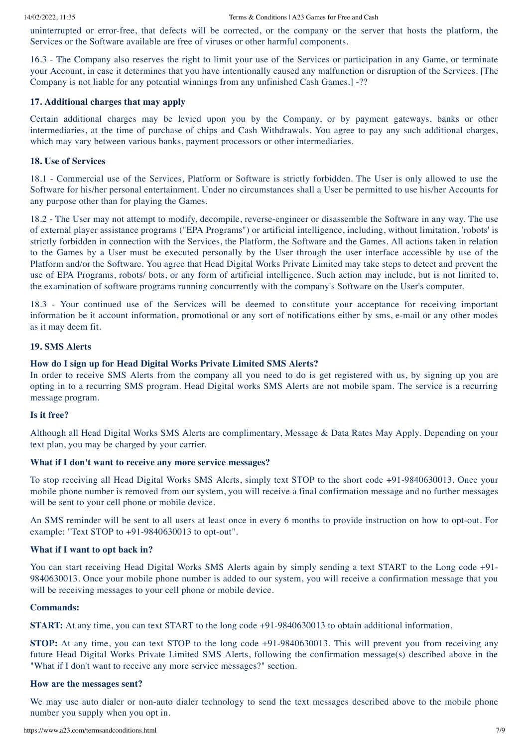uninterrupted or error-free, that defects will be corrected, or the company or the server that hosts the platform, the Services or the Software available are free of viruses or other harmful components.

16.3 - The Company also reserves the right to limit your use of the Services or participation in any Game, or terminate your Account, in case it determines that you have intentionally caused any malfunction or disruption of the Services. [The Company is not liable for any potential winnings from any unfinished Cash Games.] -??

### 17. Additional charges that may apply

Certain additional charges may be levied upon you by the Company, or by payment gateways, banks or other intermediaries, at the time of purchase of chips and Cash Withdrawals. You agree to pay any such additional charges, which may vary between various banks, payment processors or other intermediaries.

### 18. Use of Services

18.1 - Commercial use of the Services, Platform or Software is strictly forbidden. The User is only allowed to use the Software for his/her personal entertainment. Under no circumstances shall a User be permitted to use his/her Accounts for any purpose other than for playing the Games.

18.2 - The User may not attempt to modify, decompile, reverse-engineer or disassemble the Software in any way. The use of external player assistance programs ("EPA Programs") or artificial intelligence, including, without limitation, 'robots' is strictly forbidden in connection with the Services, the Platform, the Software and the Games. All actions taken in relation to the Games by a User must be executed personally by the User through the user interface accessible by use of the Platform and/or the Software. You agree that Head Digital Works Private Limited may take steps to detect and prevent the use of EPA Programs, robots/ bots, or any form of artificial intelligence. Such action may include, but is not limited to, the examination of software programs running concurrently with the company's Software on the User's computer.

18.3 - Your continued use of the Services will be deemed to constitute your acceptance for receiving important information be it account information, promotional or any sort of notifications either by sms, e-mail or any other modes as it may deem fit.

### 19. SMS Alerts

**How do I sign up for Head Digital Works Private Limited SMS Alerts?**
In order to receive SMS Alerts from the company all you need to do is get registered with us, by signing up you are opting in to a recurring SMS program. Head Digital works SMS Alerts are not mobile spam. The service is a recurring message program.

**Is it free?**

Although all Head Digital Works SMS Alerts are complimentary, Message & Data Rates May Apply. Depending on your text plan, you may be charged by your carrier.

**What if I don't want to receive any more service messages?**

To stop receiving all Head Digital Works SMS Alerts, simply text STOP to the short code +91-9840630013. Once your mobile phone number is removed from our system, you will receive a final confirmation message and no further messages will be sent to your cell phone or mobile device.

An SMS reminder will be sent to all users at least once in every 6 months to provide instruction on how to opt-out. For example: "Text STOP to +91-9840630013 to opt-out".

**What if I want to opt back in?**

You can start receiving Head Digital Works SMS Alerts again by simply sending a text START to the Long code +91-9840630013. Once your mobile phone number is added to our system, you will receive a confirmation message that you will be receiving messages to your cell phone or mobile device.

**Commands:**

**START:** At any time, you can text START to the long code +91-9840630013 to obtain additional information.

**STOP:** At any time, you can text STOP to the long code +91-9840630013. This will prevent you from receiving any future Head Digital Works Private Limited SMS Alerts, following the confirmation message(s) described above in the "What if I don't want to receive any more service messages?" section.

**How are the messages sent?**

We may use auto dialer or non-auto dialer technology to send the text messages described above to the mobile phone number you supply when you opt in.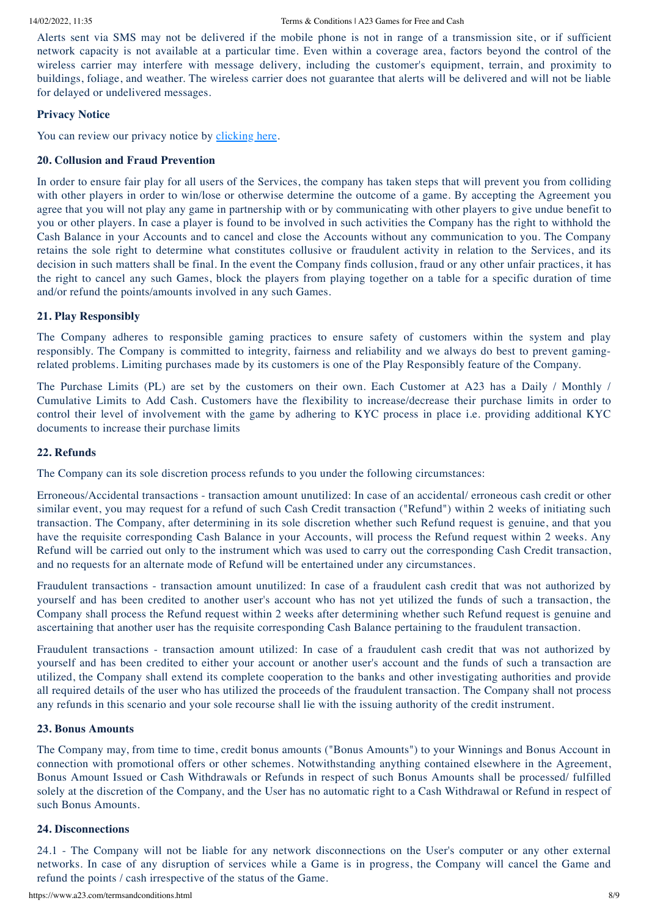Alerts sent via SMS may not be delivered if the mobile phone is not in range of a transmission site, or if sufficient network capacity is not available at a particular time. Even within a coverage area, factors beyond the control of the wireless carrier may interfere with message delivery, including the customer's equipment, terrain, and proximity to buildings, foliage, and weather. The wireless carrier does not guarantee that alerts will be delivered and will not be liable for delayed or undelivered messages.

**Privacy Notice**

You can review our privacy notice by [clicking here](#).

**20. Collusion and Fraud Prevention**

In order to ensure fair play for all users of the Services, the company has taken steps that will prevent you from colliding with other players in order to win/lose or otherwise determine the outcome of a game. By accepting the Agreement you agree that you will not play any game in partnership with or by communicating with other players to give undue benefit to you or other players. In case a player is found to be involved in such activities the Company has the right to withhold the Cash Balance in your Accounts and to cancel and close the Accounts without any communication to you. The Company retains the sole right to determine what constitutes collusive or fraudulent activity in relation to the Services, and its decision in such matters shall be final. In the event the Company finds collusion, fraud or any other unfair practices, it has the right to cancel any such Games, block the players from playing together on a table for a specific duration of time and/or refund the points/amounts involved in any such Games.

**21. Play Responsibly**

The Company adheres to responsible gaming practices to ensure safety of customers within the system and play responsibly. The Company is committed to integrity, fairness and reliability and we always do best to prevent gaming-related problems. Limiting purchases made by its customers is one of the Play Responsibly feature of the Company.

The Purchase Limits (PL) are set by the customers on their own. Each Customer at A23 has a Daily / Monthly / Cumulative Limits to Add Cash. Customers have the flexibility to increase/decrease their purchase limits in order to control their level of involvement with the game by adhering to KYC process in place i.e. providing additional KYC documents to increase their purchase limits

**22. Refunds**

The Company can its sole discretion process refunds to you under the following circumstances:

Erroneous/Accidental transactions - transaction amount unutilized: In case of an accidental/ erroneous cash credit or other similar event, you may request for a refund of such Cash Credit transaction ("Refund") within 2 weeks of initiating such transaction. The Company, after determining in its sole discretion whether such Refund request is genuine, and that you have the requisite corresponding Cash Balance in your Accounts, will process the Refund request within 2 weeks. Any Refund will be carried out only to the instrument which was used to carry out the corresponding Cash Credit transaction, and no requests for an alternate mode of Refund will be entertained under any circumstances.

Fraudulent transactions - transaction amount unutilized: In case of a fraudulent cash credit that was not authorized by yourself and has been credited to another user's account who has not yet utilized the funds of such a transaction, the Company shall process the Refund request within 2 weeks after determining whether such Refund request is genuine and ascertaining that another user has the requisite corresponding Cash Balance pertaining to the fraudulent transaction.

Fraudulent transactions - transaction amount utilized: In case of a fraudulent cash credit that was not authorized by yourself and has been credited to either your account or another user's account and the funds of such a transaction are utilized, the Company shall extend its complete cooperation to the banks and other investigating authorities and provide all required details of the user who has utilized the proceeds of the fraudulent transaction. The Company shall not process any refunds in this scenario and your sole recourse shall lie with the issuing authority of the credit instrument.

**23. Bonus Amounts**

The Company may, from time to time, credit bonus amounts ("Bonus Amounts") to your Winnings and Bonus Account in connection with promotional offers or other schemes. Notwithstanding anything contained elsewhere in the Agreement, Bonus Amount Issued or Cash Withdrawals or Refunds in respect of such Bonus Amounts shall be processed/ fulfilled solely at the discretion of the Company, and the User has no automatic right to a Cash Withdrawal or Refund in respect of such Bonus Amounts.

**24. Disconnections**

24.1 - The Company will not be liable for any network disconnections on the User's computer or any other external networks. In case of any disruption of services while a Game is in progress, the Company will cancel the Game and refund the points / cash irrespective of the status of the Game.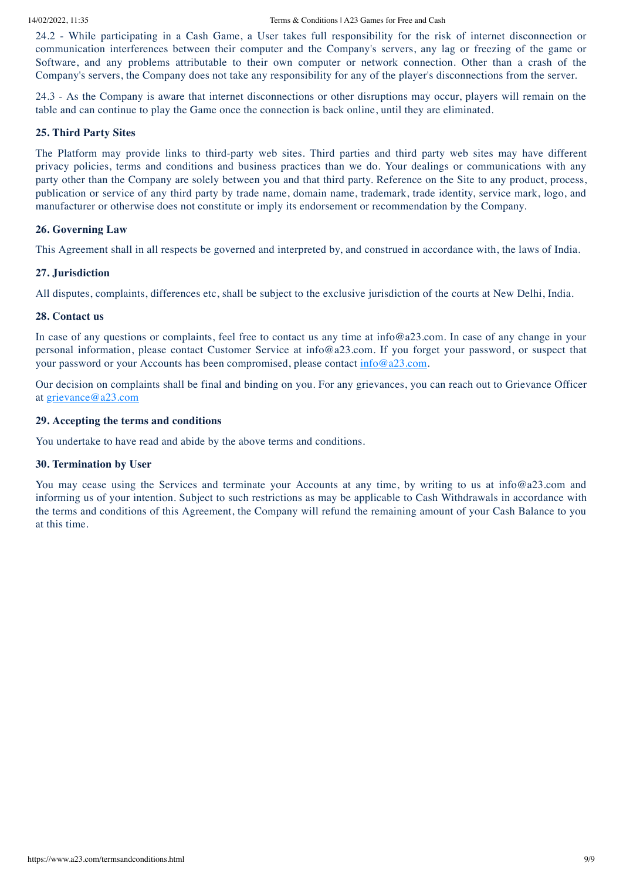24.2 - While participating in a Cash Game, a User takes full responsibility for the risk of internet disconnection or communication interferences between their computer and the Company's servers, any lag or freezing of the game or Software, and any problems attributable to their own computer or network connection. Other than a crash of the Company's servers, the Company does not take any responsibility for any of the player's disconnections from the server.

24.3 - As the Company is aware that internet disconnections or other disruptions may occur, players will remain on the table and can continue to play the Game once the connection is back online, until they are eliminated.

### 25. Third Party Sites

The Platform may provide links to third-party web sites. Third parties and third party web sites may have different privacy policies, terms and conditions and business practices than we do. Your dealings or communications with any party other than the Company are solely between you and that third party. Reference on the Site to any product, process, publication or service of any third party by trade name, domain name, trademark, trade identity, service mark, logo, and manufacturer or otherwise does not constitute or imply its endorsement or recommendation by the Company.

### 26. Governing Law

This Agreement shall in all respects be governed and interpreted by, and construed in accordance with, the laws of India.

### 27. Jurisdiction

All disputes, complaints, differences etc, shall be subject to the exclusive jurisdiction of the courts at New Delhi, India.

### 28. Contact us

In case of any questions or complaints, feel free to contact us any time at info@a23.com. In case of any change in your personal information, please contact Customer Service at info@a23.com. If you forget your password, or suspect that your password or your Accounts has been compromised, please contact [info@a23.com](mailto:info@a23.com).

Our decision on complaints shall be final and binding on you. For any grievances, you can reach out to Grievance Officer at [grievance@a23.com](mailto:grievance@a23.com)

### 29. Accepting the terms and conditions

You undertake to have read and abide by the above terms and conditions.

### 30. Termination by User

You may cease using the Services and terminate your Accounts at any time, by writing to us at info@a23.com and informing us of your intention. Subject to such restrictions as may be applicable to Cash Withdrawals in accordance with the terms and conditions of this Agreement, the Company will refund the remaining amount of your Cash Balance to you at this time.